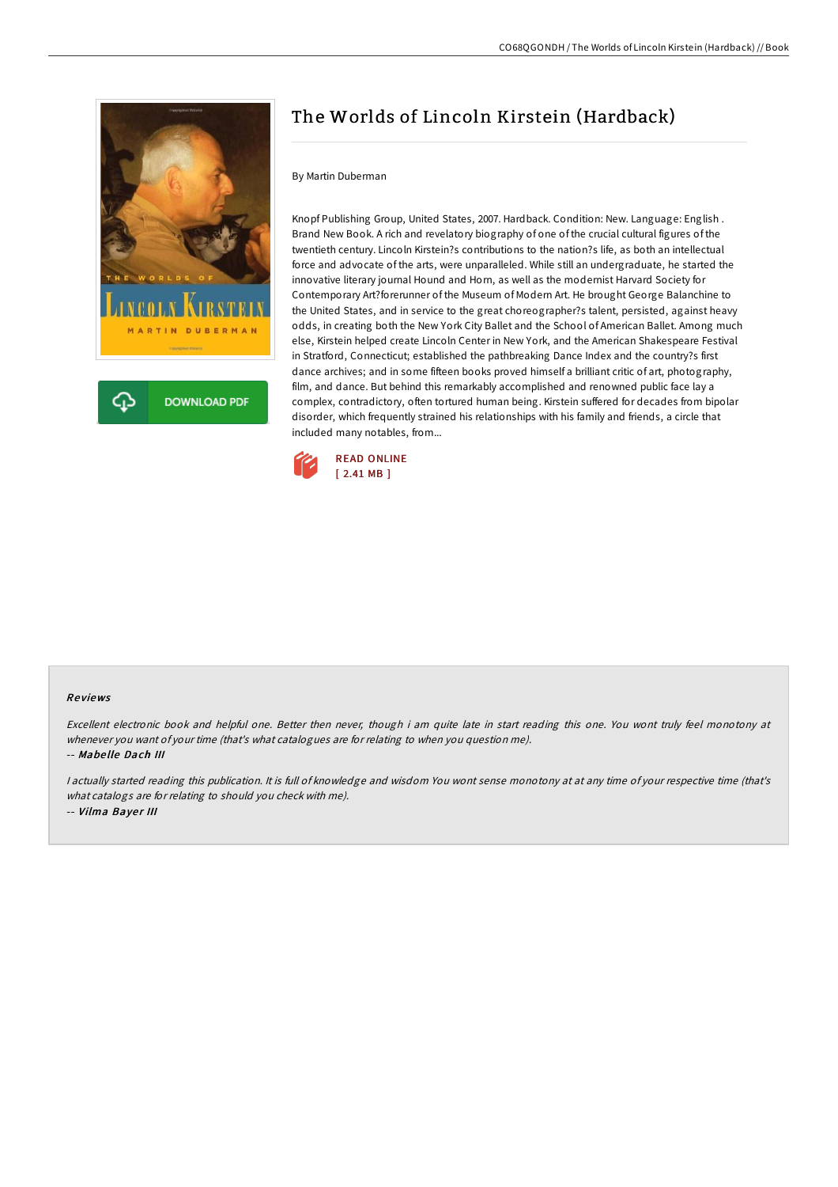# The Worlds of Lincoln Kirstein (Hardback)

By Martin Duberman

Knopf Publishing Group, United States, 2007. Hardback. Condition: New. Language: English . Brand New Book. A rich and revelatory biography of one of the crucial cultural figures of the twentieth century. Lincoln Kirstein?s contributions to the nation?s life, as both an intellectual force and advocate of the arts, were unparalleled. While still an undergraduate, he started the innovative literary journal Hound and Horn, as well as the modernist Harvard Society for Contemporary Art?forerunner of the Museum of Modern Art. He brought George Balanchine to the United States, and in service to the great choreographer?s talent, persisted, against heavy odds, in creating both the New York City Ballet and the School of American Ballet. Among much else, Kirstein helped create Lincoln Center in New York, and the American Shakespeare Festival in Stratford, Connecticut; established the pathbreaking Dance Index and the country?s first dance archives; and in some fifteen books proved himself a brilliant critic of art, photography, film, and dance. But behind this remarkably accomplished and renowned public face lay a complex, contradictory, often tortured human being. Kirstein suffered for decades from bipolar disorder, which frequently strained his relationships with his family and friends, a circle that included many notables, from...

DOWNLOAD PDF

READ ONLINE
[ 2.41 MB ]

## Reviews

*Excellent electronic book and helpful one. Better then never, though i am quite late in start reading this one. You wont truly feel monotony at whenever you want of your time (that's what catalogues are for relating to when you question me).*

-- ***Mabelle Dach III***

*I actually started reading this publication. It is full of knowledge and wisdom You wont sense monotony at at any time of your respective time (that's what catalogs are for relating to should you check with me).*

-- ***Vilma Bayer III***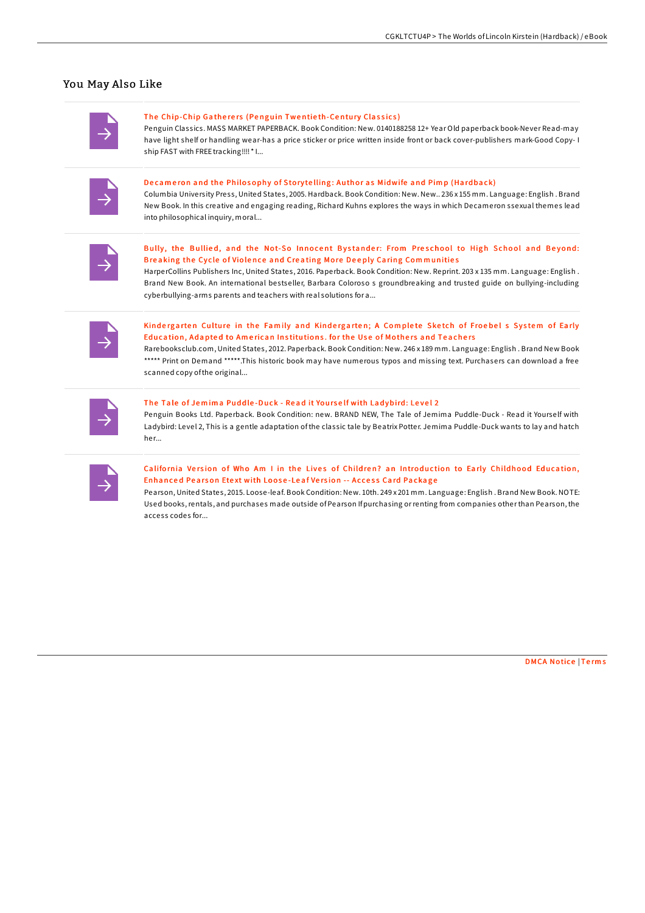## You May Also Like

### The Chip-Chip Gatherers (Penguin Twentieth-Century Classics)

Penguin Classics. MASS MARKET PAPERBACK. Book Condition: New. 0140188258 12+ Year Old paperback book-Never Read-may have light shelf or handling wear-has a price sticker or price written inside front or back cover-publishers mark-Good Copy- I ship FAST with FREE tracking!!!! * I...

### Decameron and the Philosophy of Storytelling: Author as Midwife and Pimp (Hardback)

Columbia University Press, United States, 2005. Hardback. Book Condition: New. New.. 236 x 155 mm. Language: English . Brand New Book. In this creative and engaging reading, Richard Kuhns explores the ways in which Decameron ssexual themes lead into philosophical inquiry, moral...

### Bully, the Bullied, and the Not-So Innocent Bystander: From Preschool to High School and Beyond: Breaking the Cycle of Violence and Creating More Deeply Caring Communities

HarperCollins Publishers Inc, United States, 2016. Paperback. Book Condition: New. Reprint. 203 x 135 mm. Language: English . Brand New Book. An international bestseller, Barbara Coloroso s groundbreaking and trusted guide on bullying-including cyberbullying-arms parents and teachers with real solutions for a...

### Kindergarten Culture in the Family and Kindergarten; A Complete Sketch of Froebel s System of Early Education, Adapted to American Institutions. for the Use of Mothers and Teachers

Rarebooksclub.com, United States, 2012. Paperback. Book Condition: New. 246 x 189 mm. Language: English . Brand New Book ***** Print on Demand *****.This historic book may have numerous typos and missing text. Purchasers can download a free scanned copy of the original...

### The Tale of Jemima Puddle-Duck - Read it Yourself with Ladybird: Level 2

Penguin Books Ltd. Paperback. Book Condition: new. BRAND NEW, The Tale of Jemima Puddle-Duck - Read it Yourself with Ladybird: Level 2, This is a gentle adaptation of the classic tale by Beatrix Potter. Jemima Puddle-Duck wants to lay and hatch her...

### California Version of Who Am I in the Lives of Children? an Introduction to Early Childhood Education, Enhanced Pearson Etext with Loose-Leaf Version -- Access Card Package

Pearson, United States, 2015. Loose-leaf. Book Condition: New. 10th. 249 x 201 mm. Language: English . Brand New Book. NOTE: Used books, rentals, and purchases made outside of Pearson If purchasing or renting from companies other than Pearson, the access codes for...